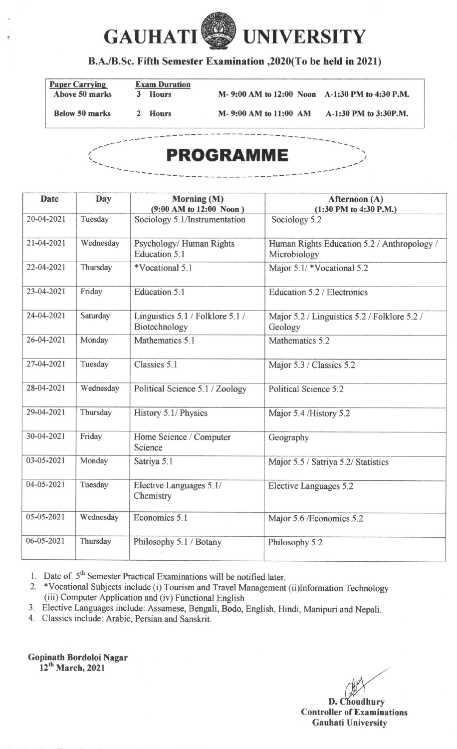# GAUHATI UNIVERSITY

**B.A./B.Sc. Fifth Semester Examination ,2020(To be held in 2021)**

| Paper Carrying | Exam Duration | | |
|---|---|---|---|
| Above 50 marks | 3 Hours | M- 9:00 AM to 12:00 Noon | A-1:30 PM to 4:30 P.M. |
| Below 50 marks | 2 Hours | M- 9:00 AM to 11:00 AM | A-1:30 PM to 3:30P.M. |

## PROGRAMME

| Date | Day | Morning (M) (9:00 AM to 12:00 Noon ) | Afternoon (A) (1:30 PM to 4:30 P.M.) |
|---|---|---|---|
| 20-04-2021 | Tuesday | Sociology 5.1/Instrumentation | Sociology 5.2 |
| 21-04-2021 | Wednesday | Psychology/ Human Rights Education 5.1 | Human Rights Education 5.2 / Anthropology / Microbiology |
| 22-04-2021 | Thursday | *Vocational 5.1 | Major 5.1/ *Vocational 5.2 |
| 23-04-2021 | Friday | Education 5.1 | Education 5.2 / Electronics |
| 24-04-2021 | Saturday | Linguistics 5.1 / Folklore 5.1 / Biotechnology | Major 5.2 / Linguistics 5.2 / Folklore 5.2 / Geology |
| 26-04-2021 | Monday | Mathematics 5.1 | Mathematics 5.2 |
| 27-04-2021 | Tuesday | Classics 5.1 | Major 5.3 / Classics 5.2 |
| 28-04-2021 | Wednesday | Political Science 5.1 / Zoology | Political Science 5.2 |
| 29-04-2021 | Thursday | History 5.1/ Physics | Major 5.4 /History 5.2 |
| 30-04-2021 | Friday | Home Science / Computer Science | Geography |
| 03-05-2021 | Monday | Satriya 5.1 | Major 5.5 / Satriya 5.2/ Statistics |
| 04-05-2021 | Tuesday | Elective Languages 5.1/ Chemistry | Elective Languages 5.2 |
| 05-05-2021 | Wednesday | Economics 5.1 | Major 5.6 /Economics 5.2 |
| 06-05-2021 | Thursday | Philosophy 5.1 / Botany | Philosophy 5.2 |

1. Date of 5th Semester Practical Examinations will be notified later.
2. *Vocational Subjects include (i) Tourism and Travel Management (ii)Information Technology (iii) Computer Application and (iv) Functional English
3. Elective Languages include: Assamese, Bengali, Bodo, English, Hindi, Manipuri and Nepali.
4. Classics include: Arabic, Persian and Sanskrit.

**Gopinath Bordoloi Nagar**
**12th March, 2021**

**D. Choudhury**
**Controller of Examinations**
**Gauhati University**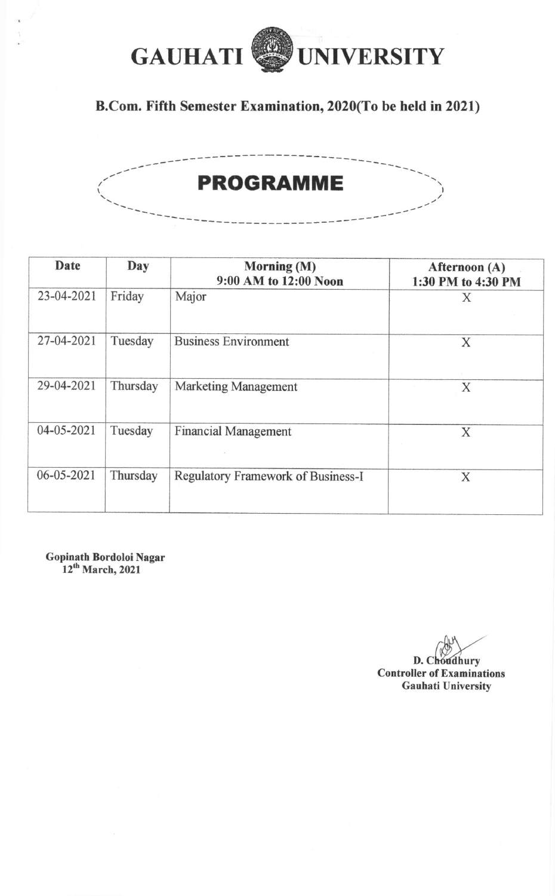# GAUHATI UNIVERSITY

## B.Com. Fifth Semester Examination, 2020(To be held in 2021)

## PROGRAMME

| Date | Day | Morning (M) 9:00 AM to 12:00 Noon | Afternoon (A) 1:30 PM to 4:30 PM |
|---|---|---|---|
| 23-04-2021 | Friday | Major | X |
| 27-04-2021 | Tuesday | Business Environment | X |
| 29-04-2021 | Thursday | Marketing Management | X |
| 04-05-2021 | Tuesday | Financial Management | X |
| 06-05-2021 | Thursday | Regulatory Framework of Business-I | X |

**Gopinath Bordoloi Nagar**
**12th March, 2021**

**D. Choudhury**
**Controller of Examinations**
**Gauhati University**